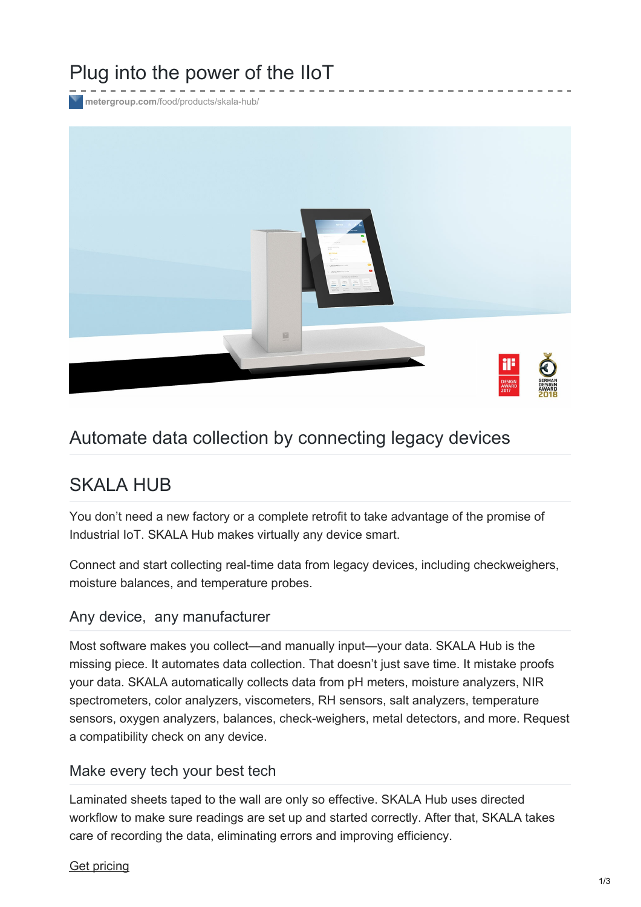# Plug into the power of the IIoT

metergroup.com/food/products/skala-hub/

## Automate data collection by connecting legacy devices

## SKALA HUB

You don't need a new factory or a complete retrofit to take advantage of the promise of Industrial IoT. SKALA Hub makes virtually any device smart.

Connect and start collecting real-time data from legacy devices, including checkweighers, moisture balances, and temperature probes.

### Any device, any manufacturer

Most software makes you collect—and manually input—your data. SKALA Hub is the missing piece. It automates data collection. That doesn't just save time. It mistake proofs your data. SKALA automatically collects data from pH meters, moisture analyzers, NIR spectrometers, color analyzers, viscometers, RH sensors, salt analyzers, temperature sensors, oxygen analyzers, balances, check-weighers, metal detectors, and more. Request a compatibility check on any device.

### Make every tech your best tech

Laminated sheets taped to the wall are only so effective. SKALA Hub uses directed workflow to make sure readings are set up and started correctly. After that, SKALA takes care of recording the data, eliminating errors and improving efficiency.

Get pricing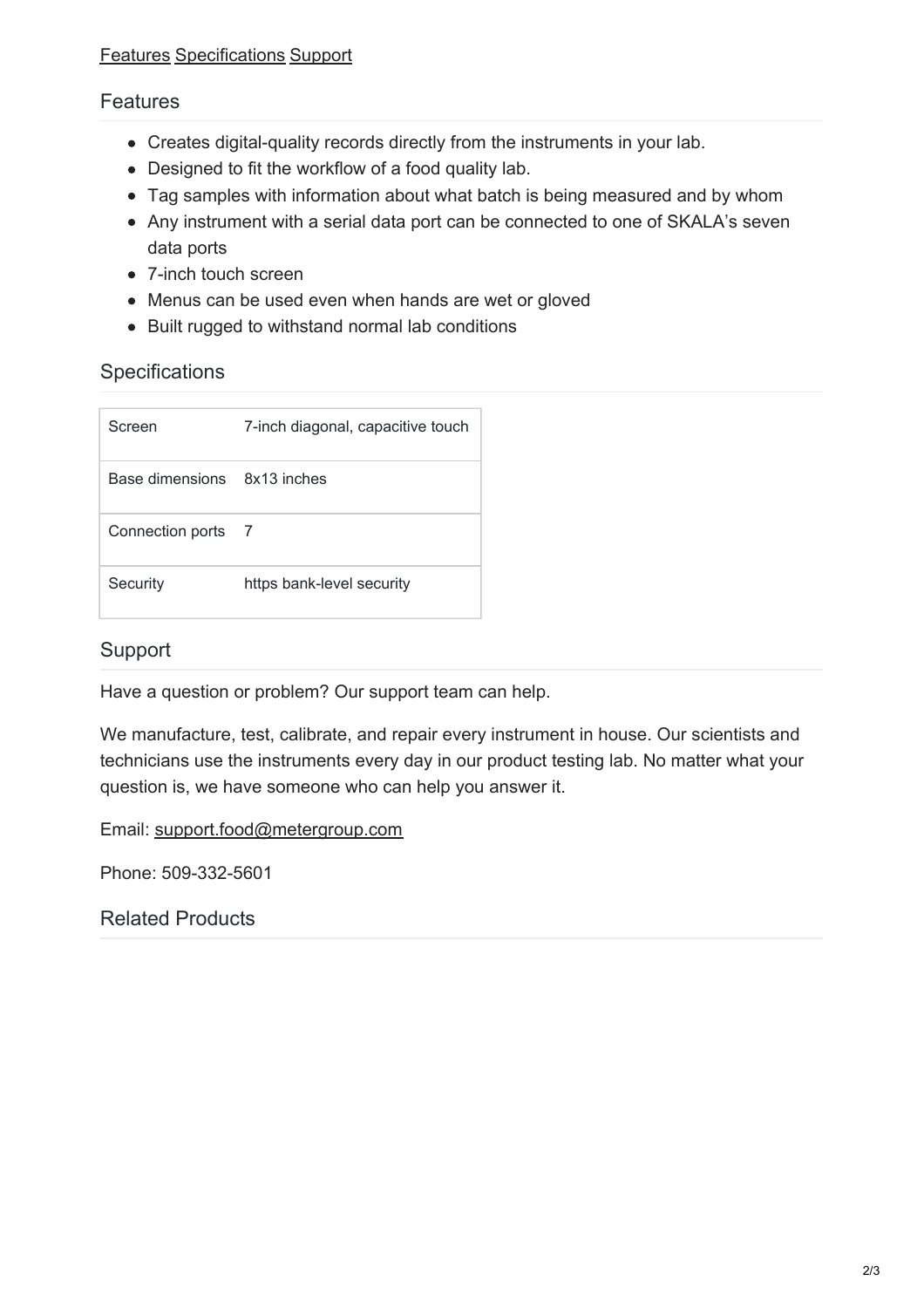[Features](#) [Specifications](#) [Support](#)

## Features

- Creates digital-quality records directly from the instruments in your lab.
- Designed to fit the workflow of a food quality lab.
- Tag samples with information about what batch is being measured and by whom
- Any instrument with a serial data port can be connected to one of SKALA's seven data ports
- 7-inch touch screen
- Menus can be used even when hands are wet or gloved
- Built rugged to withstand normal lab conditions

## Specifications

| | |
|---|---|
| Screen | 7-inch diagonal, capacitive touch |
| Base dimensions | 8x13 inches |
| Connection ports | 7 |
| Security | https bank-level security |

## Support

Have a question or problem? Our support team can help.

We manufacture, test, calibrate, and repair every instrument in house. Our scientists and technicians use the instruments every day in our product testing lab. No matter what your question is, we have someone who can help you answer it.

Email: [support.food@metergroup.com](mailto:support.food@metergroup.com)

Phone: 509-332-5601

## Related Products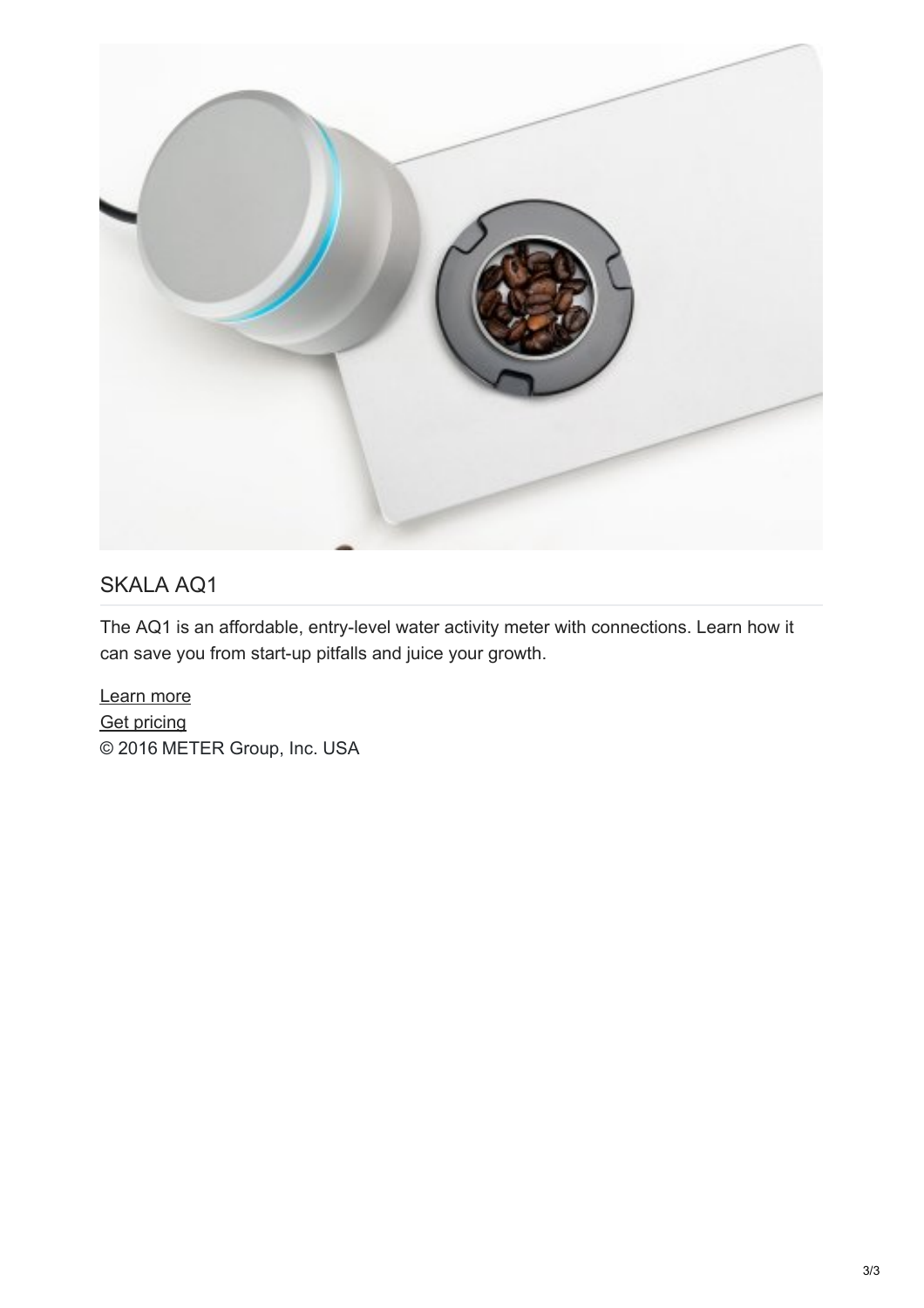## SKALA AQ1

The AQ1 is an affordable, entry-level water activity meter with connections. Learn how it can save you from start-up pitfalls and juice your growth.

Learn more
Get pricing
© 2016 METER Group, Inc. USA